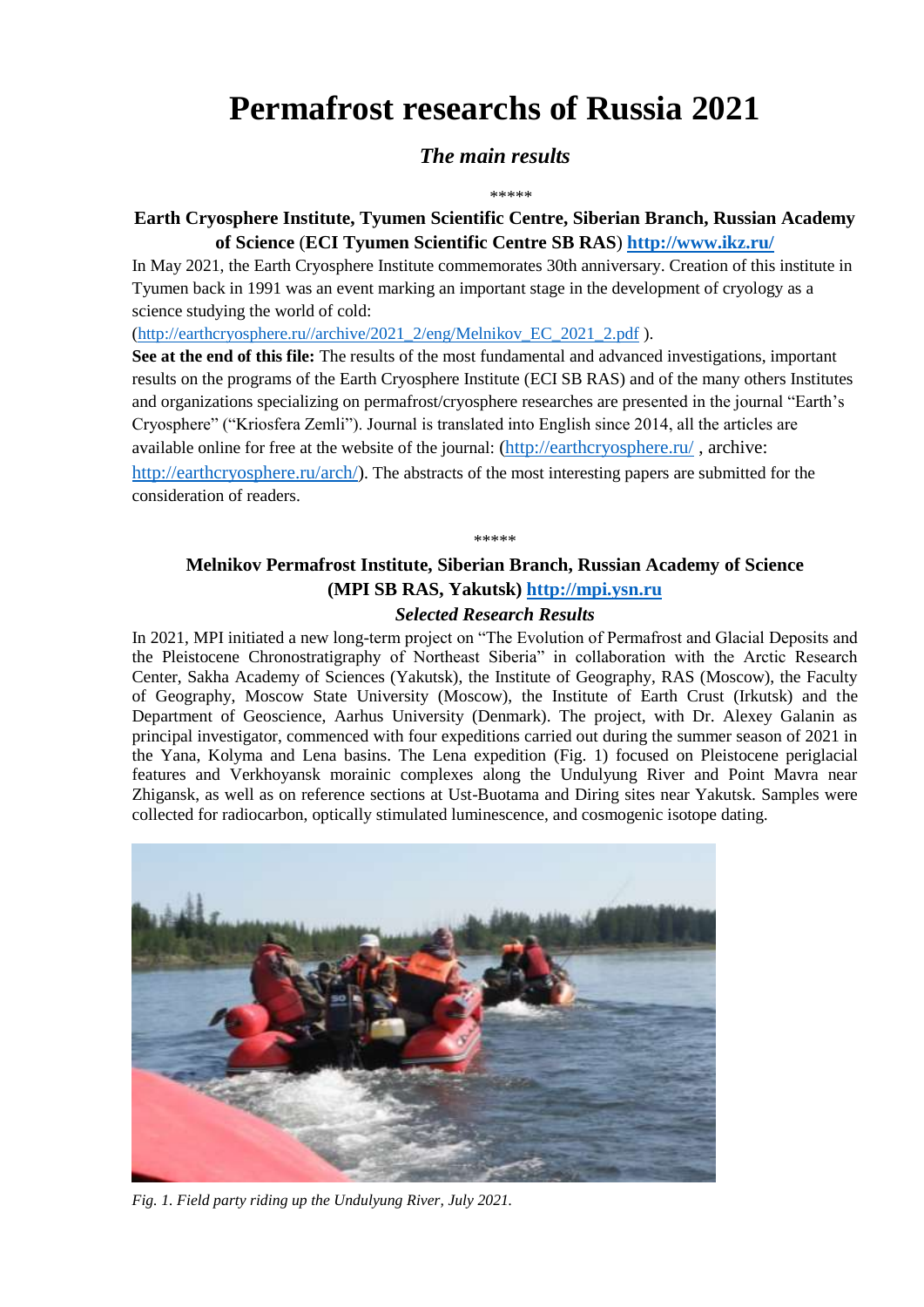# Permafrost researchs of Russia 2021

## *The main results*

\*\*\*\*\*

### Earth Cryosphere Institute, Tyumen Scientific Centre, Siberian Branch, Russian Academy of Science (ECI Tyumen Scientific Centre SB RAS) http://www.ikz.ru/

In May 2021, the Earth Cryosphere Institute commemorates 30th anniversary. Creation of this institute in Tyumen back in 1991 was an event marking an important stage in the development of cryology as a science studying the world of cold:

(http://earthcryosphere.ru//archive/2021_2/eng/Melnikov_EC_2021_2.pdf ).

**See at the end of this file:** The results of the most fundamental and advanced investigations, important results on the programs of the Earth Cryosphere Institute (ECI SB RAS) and of the many others Institutes and organizations specializing on permafrost/cryosphere researches are presented in the journal "Earth's Cryosphere" ("Kriosfera Zemli"). Journal is translated into English since 2014, all the articles are available online for free at the website of the journal: (http://earthcryosphere.ru/ , archive: http://earthcryosphere.ru/arch/). The abstracts of the most interesting papers are submitted for the consideration of readers.

\*\*\*\*\*

### Melnikov Permafrost Institute, Siberian Branch, Russian Academy of Science (MPI SB RAS, Yakutsk) http://mpi.ysn.ru

#### *Selected Research Results*

In 2021, MPI initiated a new long-term project on "The Evolution of Permafrost and Glacial Deposits and the Pleistocene Chronostratigraphy of Northeast Siberia" in collaboration with the Arctic Research Center, Sakha Academy of Sciences (Yakutsk), the Institute of Geography, RAS (Moscow), the Faculty of Geography, Moscow State University (Moscow), the Institute of Earth Crust (Irkutsk) and the Department of Geoscience, Aarhus University (Denmark). The project, with Dr. Alexey Galanin as principal investigator, commenced with four expeditions carried out during the summer season of 2021 in the Yana, Kolyma and Lena basins. The Lena expedition (Fig. 1) focused on Pleistocene periglacial features and Verkhoyansk morainic complexes along the Undulyung River and Point Mavra near Zhigansk, as well as on reference sections at Ust-Buotama and Diring sites near Yakutsk. Samples were collected for radiocarbon, optically stimulated luminescence, and cosmogenic isotope dating.

*Fig. 1. Field party riding up the Undulyung River, July 2021.*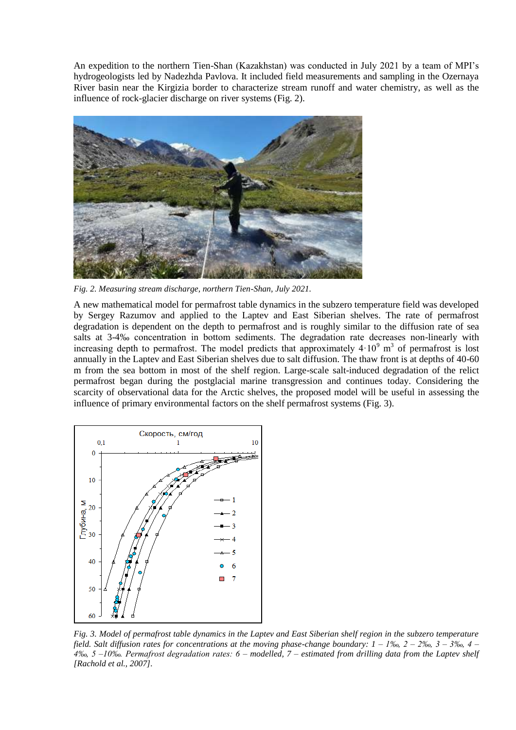An expedition to the northern Tien-Shan (Kazakhstan) was conducted in July 2021 by a team of MPI's hydrogeologists led by Nadezhda Pavlova. It included field measurements and sampling in the Ozernaya River basin near the Kirgizia border to characterize stream runoff and water chemistry, as well as the influence of rock-glacier discharge on river systems (Fig. 2).

*Fig. 2. Measuring stream discharge, northern Tien-Shan, July 2021.*

A new mathematical model for permafrost table dynamics in the subzero temperature field was developed by Sergey Razumov and applied to the Laptev and East Siberian shelves. The rate of permafrost degradation is dependent on the depth to permafrost and is roughly similar to the diffusion rate of sea salts at 3-4‰ concentration in bottom sediments. The degradation rate decreases non-linearly with increasing depth to permafrost. The model predicts that approximately $4 \cdot 10^9$ m$^3$ of permafrost is lost annually in the Laptev and East Siberian shelves due to salt diffusion. The thaw front is at depths of 40-60 m from the sea bottom in most of the shelf region. Large-scale salt-induced degradation of the relict permafrost began during the postglacial marine transgression and continues today. Considering the scarcity of observational data for the Arctic shelves, the proposed model will be useful in assessing the influence of primary environmental factors on the shelf permafrost systems (Fig. 3).

*Fig. 3. Model of permafrost table dynamics in the Laptev and East Siberian shelf region in the subzero temperature field. Salt diffusion rates for concentrations at the moving phase-change boundary: 1 – 1‰, 2 – 2‰, 3 – 3‰, 4 – 4‰, 5 –10‰. Permafrost degradation rates: 6 – modelled, 7 – estimated from drilling data from the Laptev shelf [Rachold et al., 2007].*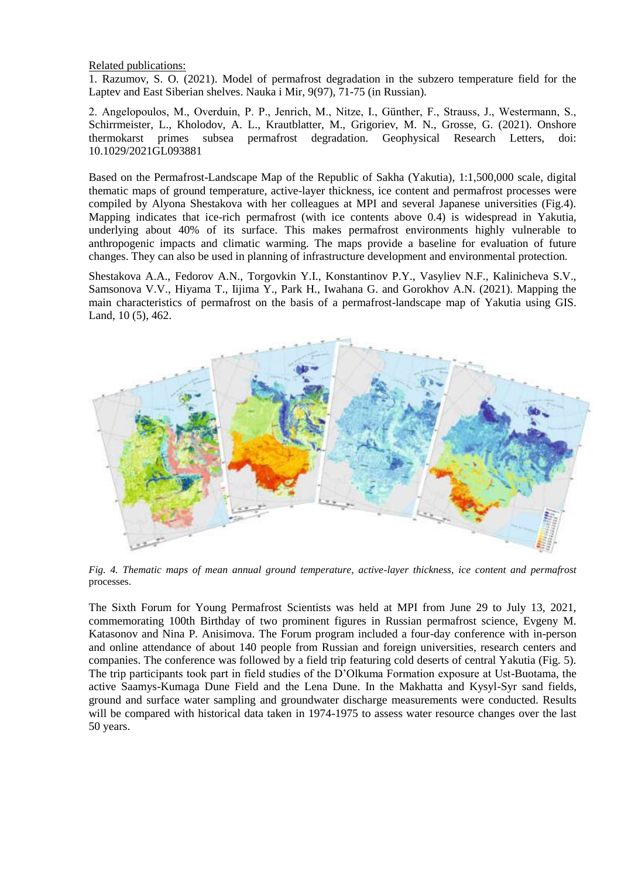Related publications:

1. Razumov, S. O. (2021). Model of permafrost degradation in the subzero temperature field for the Laptev and East Siberian shelves. Nauka i Mir, 9(97), 71-75 (in Russian).

2. Angelopoulos, M., Overduin, P. P., Jenrich, M., Nitze, I., Günther, F., Strauss, J., Westermann, S., Schirrmeister, L., Kholodov, A. L., Krautblatter, M., Grigoriev, M. N., Grosse, G. (2021). Onshore thermokarst primes subsea permafrost degradation. Geophysical Research Letters, doi: 10.1029/2021GL093881

Based on the Permafrost-Landscape Map of the Republic of Sakha (Yakutia), 1:1,500,000 scale, digital thematic maps of ground temperature, active-layer thickness, ice content and permafrost processes were compiled by Alyona Shestakova with her colleagues at MPI and several Japanese universities (Fig.4). Mapping indicates that ice-rich permafrost (with ice contents above 0.4) is widespread in Yakutia, underlying about 40% of its surface. This makes permafrost environments highly vulnerable to anthropogenic impacts and climatic warming. The maps provide a baseline for evaluation of future changes. They can also be used in planning of infrastructure development and environmental protection.

Shestakova A.A., Fedorov A.N., Torgovkin Y.I., Konstantinov P.Y., Vasyliev N.F., Kalinicheva S.V., Samsonova V.V., Hiyama T., Iijima Y., Park H., Iwahana G. and Gorokhov A.N. (2021). Mapping the main characteristics of permafrost on the basis of a permafrost-landscape map of Yakutia using GIS. Land, 10 (5), 462.

*Fig. 4. Thematic maps of mean annual ground temperature, active-layer thickness, ice content and permafrost* processes.

The Sixth Forum for Young Permafrost Scientists was held at MPI from June 29 to July 13, 2021, commemorating 100th Birthday of two prominent figures in Russian permafrost science, Evgeny M. Katasonov and Nina P. Anisimova. The Forum program included a four-day conference with in-person and online attendance of about 140 people from Russian and foreign universities, research centers and companies. The conference was followed by a field trip featuring cold deserts of central Yakutia (Fig. 5). The trip participants took part in field studies of the D'Olkuma Formation exposure at Ust-Buotama, the active Saamys-Kumaga Dune Field and the Lena Dune. In the Makhatta and Kysyl-Syr sand fields, ground and surface water sampling and groundwater discharge measurements were conducted. Results will be compared with historical data taken in 1974-1975 to assess water resource changes over the last 50 years.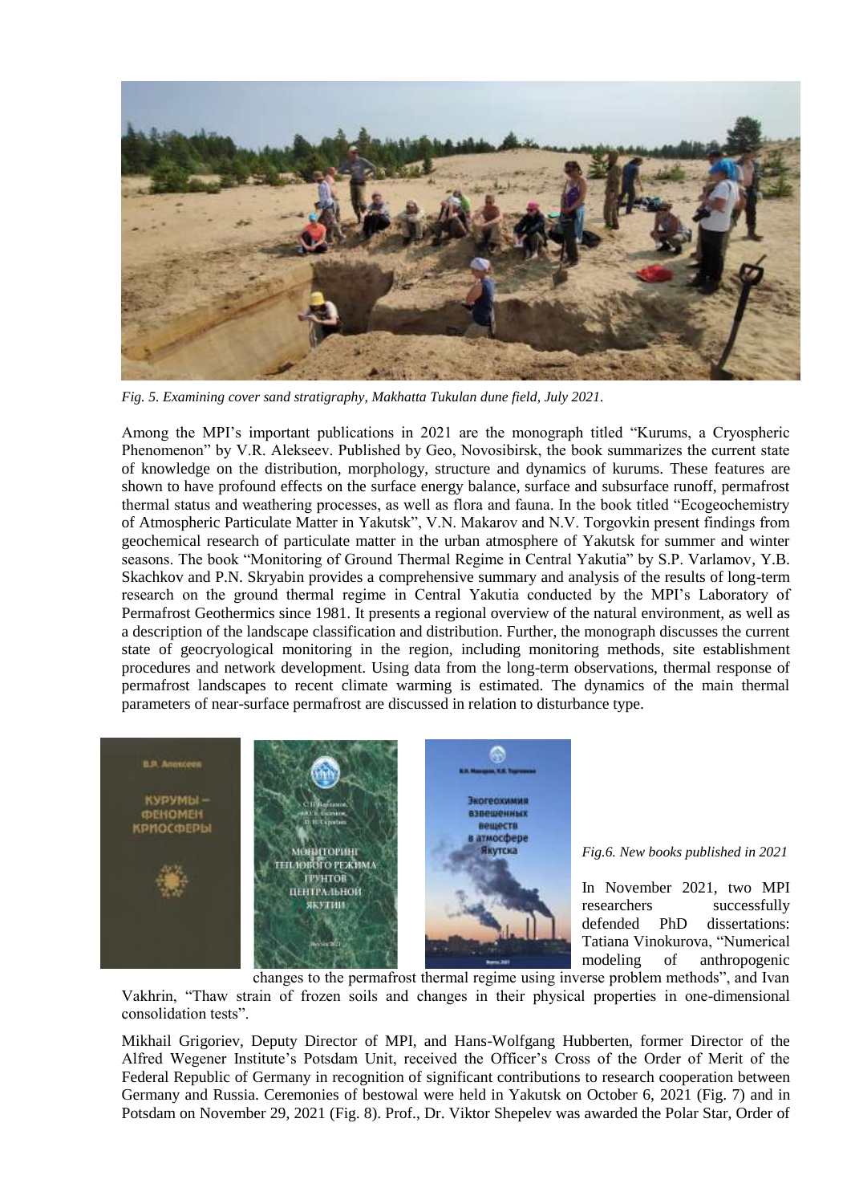*Fig. 5. Examining cover sand stratigraphy, Makhatta Tukulan dune field, July 2021.*

Among the MPI's important publications in 2021 are the monograph titled "Kurums, a Cryospheric Phenomenon" by V.R. Alekseev. Published by Geo, Novosibirsk, the book summarizes the current state of knowledge on the distribution, morphology, structure and dynamics of kurums. These features are shown to have profound effects on the surface energy balance, surface and subsurface runoff, permafrost thermal status and weathering processes, as well as flora and fauna. In the book titled "Ecogeochemistry of Atmospheric Particulate Matter in Yakutsk", V.N. Makarov and N.V. Torgovkin present findings from geochemical research of particulate matter in the urban atmosphere of Yakutsk for summer and winter seasons. The book "Monitoring of Ground Thermal Regime in Central Yakutia" by S.P. Varlamov, Y.B. Skachkov and P.N. Skryabin provides a comprehensive summary and analysis of the results of long-term research on the ground thermal regime in Central Yakutia conducted by the MPI's Laboratory of Permafrost Geothermics since 1981. It presents a regional overview of the natural environment, as well as a description of the landscape classification and distribution. Further, the monograph discusses the current state of geocryological monitoring in the region, including monitoring methods, site establishment procedures and network development. Using data from the long-term observations, thermal response of permafrost landscapes to recent climate warming is estimated. The dynamics of the main thermal parameters of near-surface permafrost are discussed in relation to disturbance type.

*Fig.6. New books published in 2021*

In November 2021, two MPI researchers successfully defended PhD dissertations: Tatiana Vinokurova, "Numerical modeling of anthropogenic changes to the permafrost thermal regime using inverse problem methods", and Ivan Vakhrin, "Thaw strain of frozen soils and changes in their physical properties in one-dimensional consolidation tests".

Mikhail Grigoriev, Deputy Director of MPI, and Hans-Wolfgang Hubberten, former Director of the Alfred Wegener Institute's Potsdam Unit, received the Officer's Cross of the Order of Merit of the Federal Republic of Germany in recognition of significant contributions to research cooperation between Germany and Russia. Ceremonies of bestowal were held in Yakutsk on October 6, 2021 (Fig. 7) and in Potsdam on November 29, 2021 (Fig. 8). Prof., Dr. Viktor Shepelev was awarded the Polar Star, Order of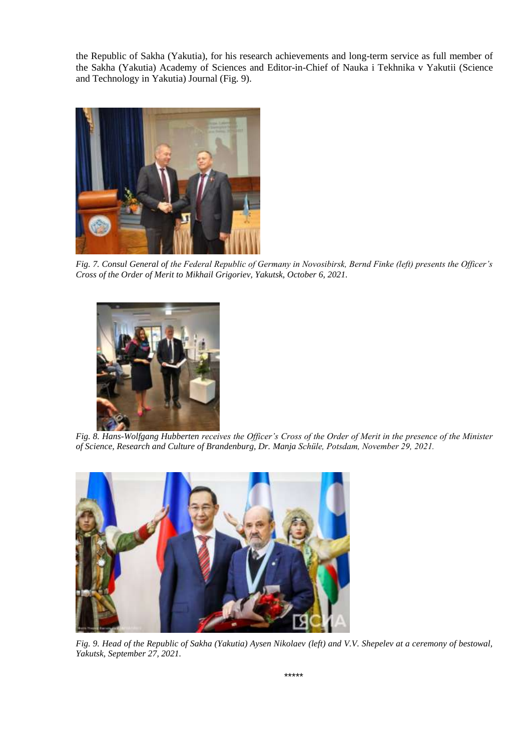the Republic of Sakha (Yakutia), for his research achievements and long-term service as full member of the Sakha (Yakutia) Academy of Sciences and Editor-in-Chief of Nauka i Tekhnika v Yakutii (Science and Technology in Yakutia) Journal (Fig. 9).

*Fig. 7. Consul General of the Federal Republic of Germany in Novosibirsk, Bernd Finke (left) presents the Officer's Cross of the Order of Merit to Mikhail Grigoriev, Yakutsk, October 6, 2021.*

*Fig. 8. Hans-Wolfgang Hubberten receives the Officer's Cross of the Order of Merit in the presence of the Minister of Science, Research and Culture of Brandenburg, Dr. Manja Schüle, Potsdam, November 29, 2021.*

*Fig. 9. Head of the Republic of Sakha (Yakutia) Aysen Nikolaev (left) and V.V. Shepelev at a ceremony of bestowal, Yakutsk, September 27, 2021.*

*****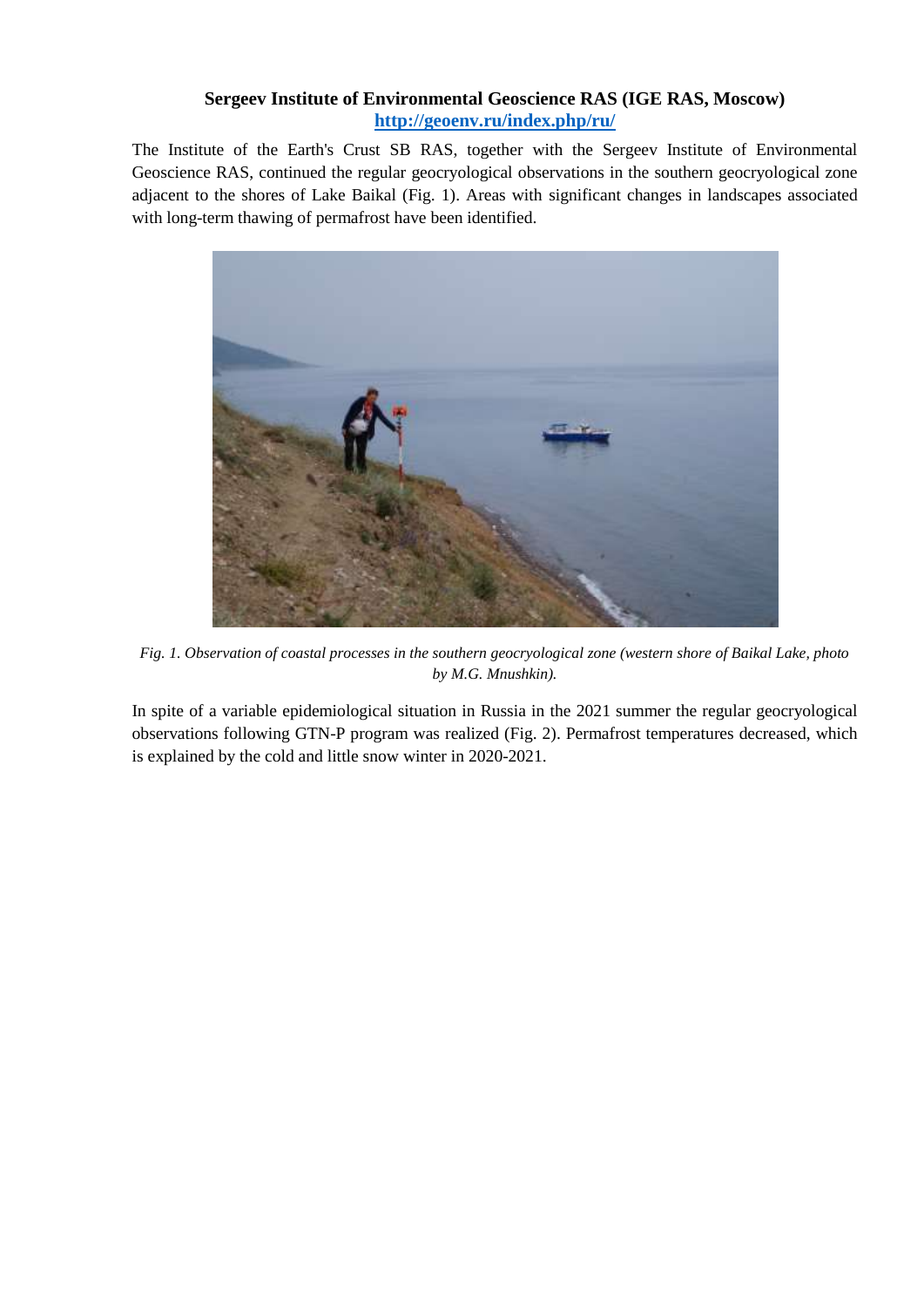**Sergeev Institute of Environmental Geoscience RAS (IGE RAS, Moscow)**
**http://geoenv.ru/index.php/ru/**

The Institute of the Earth's Crust SB RAS, together with the Sergeev Institute of Environmental Geoscience RAS, continued the regular geocryological observations in the southern geocryological zone adjacent to the shores of Lake Baikal (Fig. 1). Areas with significant changes in landscapes associated with long-term thawing of permafrost have been identified.

*Fig. 1. Observation of coastal processes in the southern geocryological zone (western shore of Baikal Lake, photo by M.G. Mnushkin).*

In spite of a variable epidemiological situation in Russia in the 2021 summer the regular geocryological observations following GTN-P program was realized (Fig. 2). Permafrost temperatures decreased, which is explained by the cold and little snow winter in 2020-2021.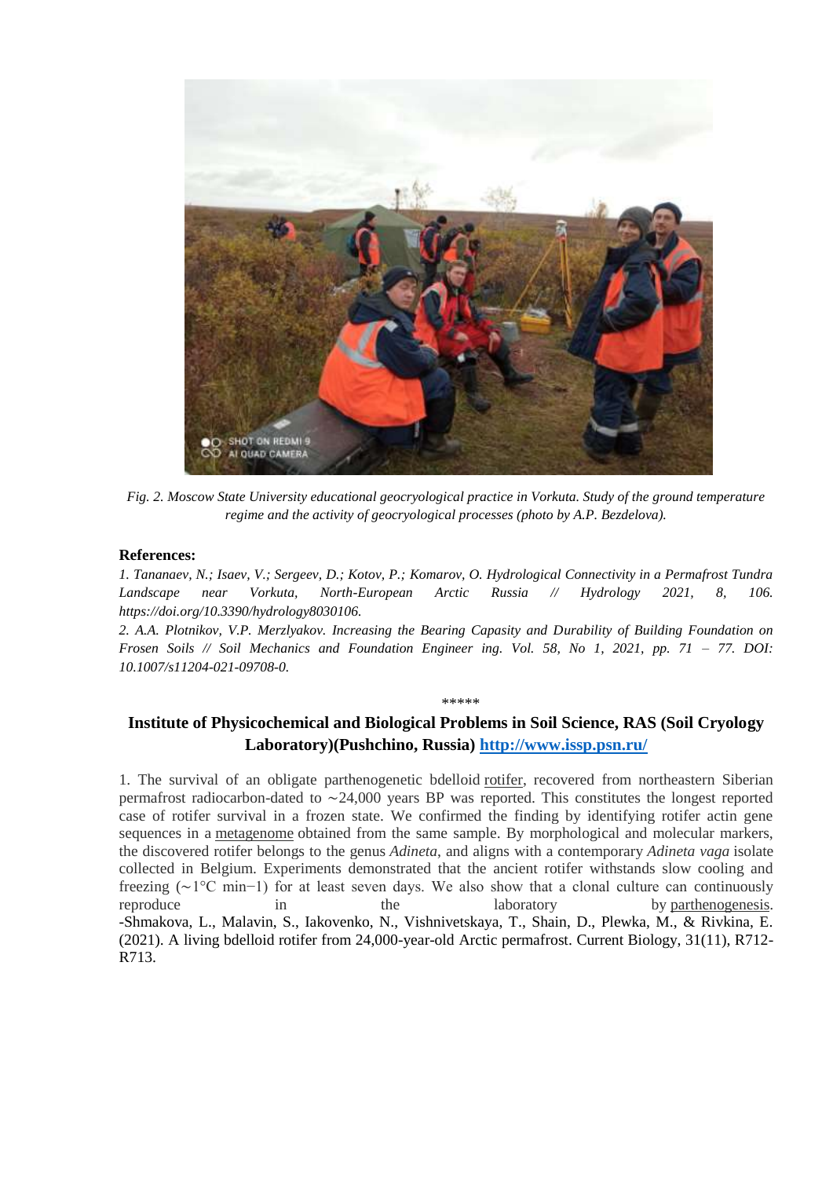*Fig. 2. Moscow State University educational geocryological practice in Vorkuta. Study of the ground temperature regime and the activity of geocryological processes (photo by A.P. Bezdelova).*

**References:**

*1. Tananaev, N.; Isaev, V.; Sergeev, D.; Kotov, P.; Komarov, O. Hydrological Connectivity in a Permafrost Tundra Landscape near Vorkuta, North-European Arctic Russia // Hydrology 2021, 8, 106. https://doi.org/10.3390/hydrology8030106.*

*2. A.A. Plotnikov, V.P. Merzlyakov. Increasing the Bearing Capasity and Durability of Building Foundation on Frosen Soils // Soil Mechanics and Foundation Engineer ing. Vol. 58, No 1, 2021, pp. 71 – 77. DOI: 10.1007/s11204-021-09708-0.*

\*\*\*\*\*

## Institute of Physicochemical and Biological Problems in Soil Science, RAS (Soil Cryology Laboratory)(Pushchino, Russia) [http://www.issp.psn.ru/](http://www.issp.psn.ru/)

1. The survival of an obligate parthenogenetic bdelloid rotifer, recovered from northeastern Siberian permafrost radiocarbon-dated to ∼24,000 years BP was reported. This constitutes the longest reported case of rotifer survival in a frozen state. We confirmed the finding by identifying rotifer actin gene sequences in a metagenome obtained from the same sample. By morphological and molecular markers, the discovered rotifer belongs to the genus *Adineta*, and aligns with a contemporary *Adineta vaga* isolate collected in Belgium. Experiments demonstrated that the ancient rotifer withstands slow cooling and freezing (∼1°C min−1) for at least seven days. We also show that a clonal culture can continuously reproduce in the laboratory by parthenogenesis.
-Shmakova, L., Malavin, S., Iakovenko, N., Vishnivetskaya, T., Shain, D., Plewka, M., & Rivkina, E. (2021). A living bdelloid rotifer from 24,000-year-old Arctic permafrost. Current Biology, 31(11), R712-R713.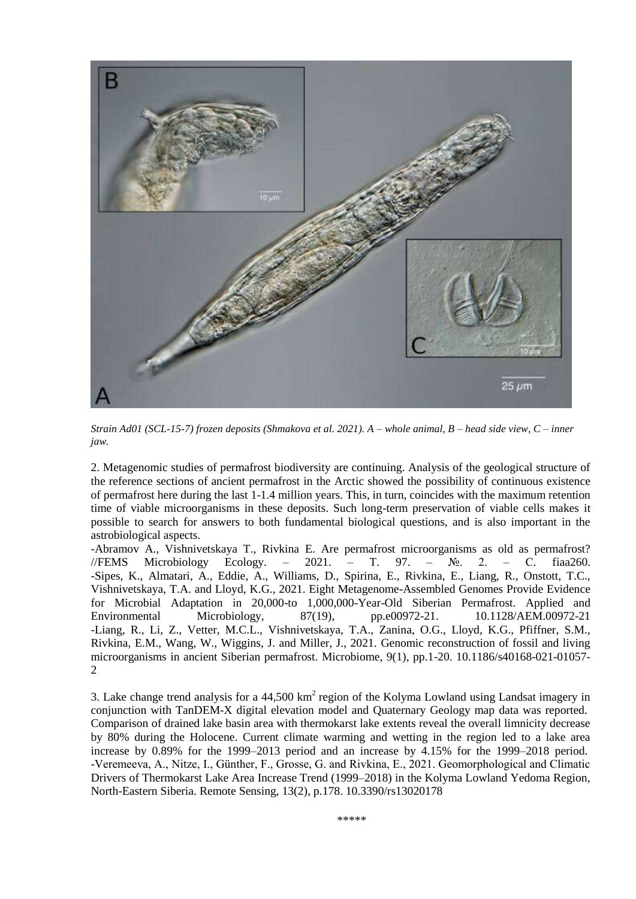*Strain Ad01 (SCL-15-7) frozen deposits (Shmakova et al. 2021). A – whole animal, B – head side view, C – inner jaw.*

2. Metagenomic studies of permafrost biodiversity are continuing. Analysis of the geological structure of the reference sections of ancient permafrost in the Arctic showed the possibility of continuous existence of permafrost here during the last 1-1.4 million years. This, in turn, coincides with the maximum retention time of viable microorganisms in these deposits. Such long-term preservation of viable cells makes it possible to search for answers to both fundamental biological questions, and is also important in the astrobiological aspects.

-Abramov A., Vishnivetskaya T., Rivkina E. Are permafrost microorganisms as old as permafrost? //FEMS Microbiology Ecology. – 2021. – T. 97. – №. 2. – C. fiaa260.

-Sipes, K., Almatari, A., Eddie, A., Williams, D., Spirina, E., Rivkina, E., Liang, R., Onstott, T.C., Vishnivetskaya, T.A. and Lloyd, K.G., 2021. Eight Metagenome-Assembled Genomes Provide Evidence for Microbial Adaptation in 20,000-to 1,000,000-Year-Old Siberian Permafrost. Applied and Environmental Microbiology, 87(19), pp.e00972-21. 10.1128/AEM.00972-21

-Liang, R., Li, Z., Vetter, M.C.L., Vishnivetskaya, T.A., Zanina, O.G., Lloyd, K.G., Pfiffner, S.M., Rivkina, E.M., Wang, W., Wiggins, J. and Miller, J., 2021. Genomic reconstruction of fossil and living microorganisms in ancient Siberian permafrost. Microbiome, 9(1), pp.1-20. 10.1186/s40168-021-01057-2

3. Lake change trend analysis for a 44,500 km$^2$ region of the Kolyma Lowland using Landsat imagery in conjunction with TanDEM-X digital elevation model and Quaternary Geology map data was reported. Comparison of drained lake basin area with thermokarst lake extents reveal the overall limnicity decrease by 80% during the Holocene. Current climate warming and wetting in the region led to a lake area increase by 0.89% for the 1999–2013 period and an increase by 4.15% for the 1999–2018 period.

-Veremeeva, A., Nitze, I., Günther, F., Grosse, G. and Rivkina, E., 2021. Geomorphological and Climatic Drivers of Thermokarst Lake Area Increase Trend (1999–2018) in the Kolyma Lowland Yedoma Region, North-Eastern Siberia. Remote Sensing, 13(2), p.178. 10.3390/rs13020178

\*\*\*\*\*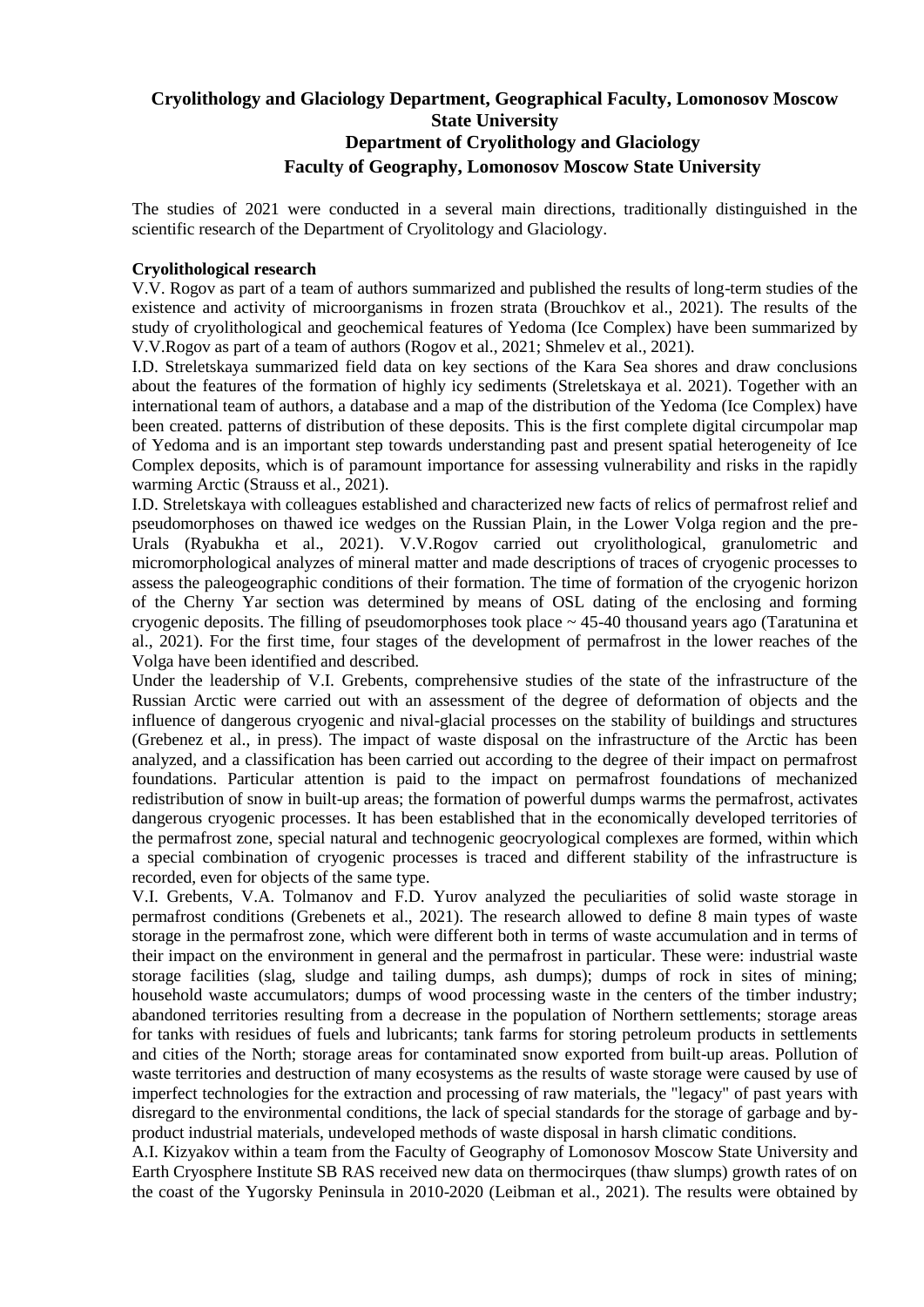**Cryolithology and Glaciology Department, Geographical Faculty, Lomonosov Moscow State University**

**Department of Cryolithology and Glaciology**

**Faculty of Geography, Lomonosov Moscow State University**

The studies of 2021 were conducted in a several main directions, traditionally distinguished in the scientific research of the Department of Cryolitology and Glaciology.

**Cryolithological research**

V.V. Rogov as part of a team of authors summarized and published the results of long-term studies of the existence and activity of microorganisms in frozen strata (Brouchkov et al., 2021). The results of the study of cryolithological and geochemical features of Yedoma (Ice Complex) have been summarized by V.V.Rogov as part of a team of authors (Rogov et al., 2021; Shmelev et al., 2021).

I.D. Streletskaya summarized field data on key sections of the Kara Sea shores and draw conclusions about the features of the formation of highly icy sediments (Streletskaya et al. 2021). Together with an international team of authors, a database and a map of the distribution of the Yedoma (Ice Complex) have been created. patterns of distribution of these deposits. This is the first complete digital circumpolar map of Yedoma and is an important step towards understanding past and present spatial heterogeneity of Ice Complex deposits, which is of paramount importance for assessing vulnerability and risks in the rapidly warming Arctic (Strauss et al., 2021).

I.D. Streletskaya with colleagues established and characterized new facts of relics of permafrost relief and pseudomorphoses on thawed ice wedges on the Russian Plain, in the Lower Volga region and the pre-Urals (Ryabukha et al., 2021). V.V.Rogov carried out cryolithological, granulometric and micromorphological analyzes of mineral matter and made descriptions of traces of cryogenic processes to assess the paleogeographic conditions of their formation. The time of formation of the cryogenic horizon of the Cherny Yar section was determined by means of OSL dating of the enclosing and forming cryogenic deposits. The filling of pseudomorphoses took place ~ 45-40 thousand years ago (Taratunina et al., 2021). For the first time, four stages of the development of permafrost in the lower reaches of the Volga have been identified and described.

Under the leadership of V.I. Grebents, comprehensive studies of the state of the infrastructure of the Russian Arctic were carried out with an assessment of the degree of deformation of objects and the influence of dangerous cryogenic and nival-glacial processes on the stability of buildings and structures (Grebenez et al., in press). The impact of waste disposal on the infrastructure of the Arctic has been analyzed, and a classification has been carried out according to the degree of their impact on permafrost foundations. Particular attention is paid to the impact on permafrost foundations of mechanized redistribution of snow in built-up areas; the formation of powerful dumps warms the permafrost, activates dangerous cryogenic processes. It has been established that in the economically developed territories of the permafrost zone, special natural and technogenic geocryological complexes are formed, within which a special combination of cryogenic processes is traced and different stability of the infrastructure is recorded, even for objects of the same type.

V.I. Grebents, V.A. Tolmanov and F.D. Yurov analyzed the peculiarities of solid waste storage in permafrost conditions (Grebenets et al., 2021). The research allowed to define 8 main types of waste storage in the permafrost zone, which were different both in terms of waste accumulation and in terms of their impact on the environment in general and the permafrost in particular. These were: industrial waste storage facilities (slag, sludge and tailing dumps, ash dumps); dumps of rock in sites of mining; household waste accumulators; dumps of wood processing waste in the centers of the timber industry; abandoned territories resulting from a decrease in the population of Northern settlements; storage areas for tanks with residues of fuels and lubricants; tank farms for storing petroleum products in settlements and cities of the North; storage areas for contaminated snow exported from built-up areas. Pollution of waste territories and destruction of many ecosystems as the results of waste storage were caused by use of imperfect technologies for the extraction and processing of raw materials, the "legacy" of past years with disregard to the environmental conditions, the lack of special standards for the storage of garbage and by-product industrial materials, undeveloped methods of waste disposal in harsh climatic conditions.

A.I. Kizyakov within a team from the Faculty of Geography of Lomonosov Moscow State University and Earth Cryosphere Institute SB RAS received new data on thermocirques (thaw slumps) growth rates of on the coast of the Yugorsky Peninsula in 2010-2020 (Leibman et al., 2021). The results were obtained by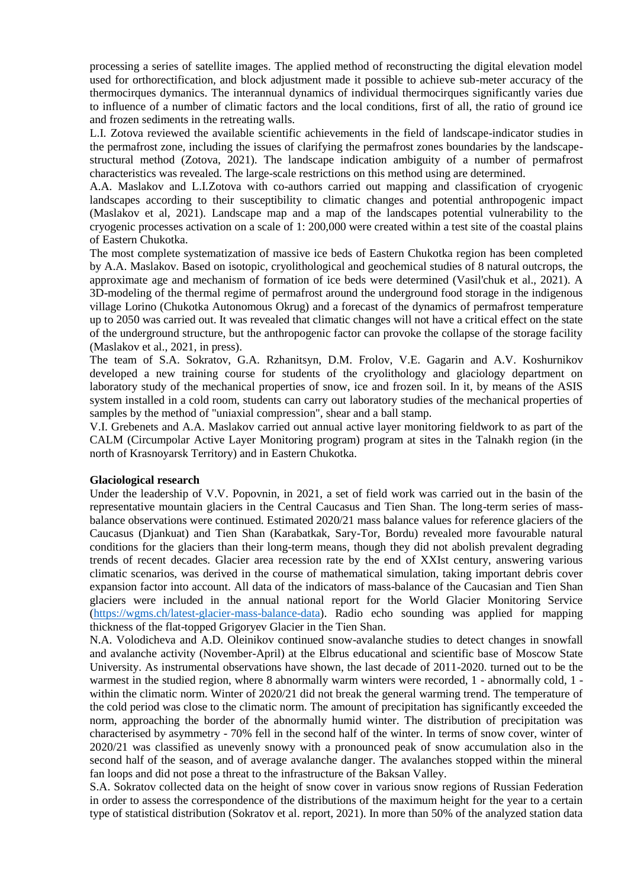processing a series of satellite images. The applied method of reconstructing the digital elevation model used for orthorectification, and block adjustment made it possible to achieve sub-meter accuracy of the thermocirques dymanics. The interannual dynamics of individual thermocirques significantly varies due to influence of a number of climatic factors and the local conditions, first of all, the ratio of ground ice and frozen sediments in the retreating walls.

L.I. Zotova reviewed the available scientific achievements in the field of landscape-indicator studies in the permafrost zone, including the issues of clarifying the permafrost zones boundaries by the landscape-structural method (Zotova, 2021). The landscape indication ambiguity of a number of permafrost characteristics was revealed. The large-scale restrictions on this method using are determined.

A.A. Maslakov and L.I.Zotova with co-authors carried out mapping and classification of cryogenic landscapes according to their susceptibility to climatic changes and potential anthropogenic impact (Maslakov et al, 2021). Landscape map and a map of the landscapes potential vulnerability to the cryogenic processes activation on a scale of 1: 200,000 were created within a test site of the coastal plains of Eastern Chukotka.

The most complete systematization of massive ice beds of Eastern Chukotka region has been completed by A.A. Maslakov. Based on isotopic, cryolithological and geochemical studies of 8 natural outcrops, the approximate age and mechanism of formation of ice beds were determined (Vasil'chuk et al., 2021). A 3D-modeling of the thermal regime of permafrost around the underground food storage in the indigenous village Lorino (Chukotka Autonomous Okrug) and a forecast of the dynamics of permafrost temperature up to 2050 was carried out. It was revealed that climatic changes will not have a critical effect on the state of the underground structure, but the anthropogenic factor can provoke the collapse of the storage facility (Maslakov et al., 2021, in press).

The team of S.A. Sokratov, G.A. Rzhanitsyn, D.M. Frolov, V.E. Gagarin and A.V. Koshurnikov developed a new training course for students of the cryolithology and glaciology department on laboratory study of the mechanical properties of snow, ice and frozen soil. In it, by means of the ASIS system installed in a cold room, students can carry out laboratory studies of the mechanical properties of samples by the method of "uniaxial compression", shear and a ball stamp.

V.I. Grebenets and A.A. Maslakov carried out annual active layer monitoring fieldwork to as part of the CALM (Circumpolar Active Layer Monitoring program) program at sites in the Talnakh region (in the north of Krasnoyarsk Territory) and in Eastern Chukotka.

**Glaciological research**

Under the leadership of V.V. Popovnin, in 2021, a set of field work was carried out in the basin of the representative mountain glaciers in the Central Caucasus and Tien Shan. The long-term series of mass-balance observations were continued. Estimated 2020/21 mass balance values for reference glaciers of the Caucasus (Djankuat) and Tien Shan (Karabatkak, Sary-Tor, Bordu) revealed more favourable natural conditions for the glaciers than their long-term means, though they did not abolish prevalent degrading trends of recent decades. Glacier area recession rate by the end of XXIst century, answering various climatic scenarios, was derived in the course of mathematical simulation, taking important debris cover expansion factor into account. All data of the indicators of mass-balance of the Caucasian and Tien Shan glaciers were included in the annual national report for the World Glacier Monitoring Service (https://wgms.ch/latest-glacier-mass-balance-data). Radio echo sounding was applied for mapping thickness of the flat-topped Grigoryev Glacier in the Tien Shan.

N.A. Volodicheva and A.D. Oleinikov continued snow-avalanche studies to detect changes in snowfall and avalanche activity (November-April) at the Elbrus educational and scientific base of Moscow State University. As instrumental observations have shown, the last decade of 2011-2020. turned out to be the warmest in the studied region, where 8 abnormally warm winters were recorded, 1 - abnormally cold, 1 - within the climatic norm. Winter of 2020/21 did not break the general warming trend. The temperature of the cold period was close to the climatic norm. The amount of precipitation has significantly exceeded the norm, approaching the border of the abnormally humid winter. The distribution of precipitation was characterised by asymmetry - 70% fell in the second half of the winter. In terms of snow cover, winter of 2020/21 was classified as unevenly snowy with a pronounced peak of snow accumulation also in the second half of the season, and of average avalanche danger. The avalanches stopped within the mineral fan loops and did not pose a threat to the infrastructure of the Baksan Valley.

S.A. Sokratov collected data on the height of snow cover in various snow regions of Russian Federation in order to assess the correspondence of the distributions of the maximum height for the year to a certain type of statistical distribution (Sokratov et al. report, 2021). In more than 50% of the analyzed station data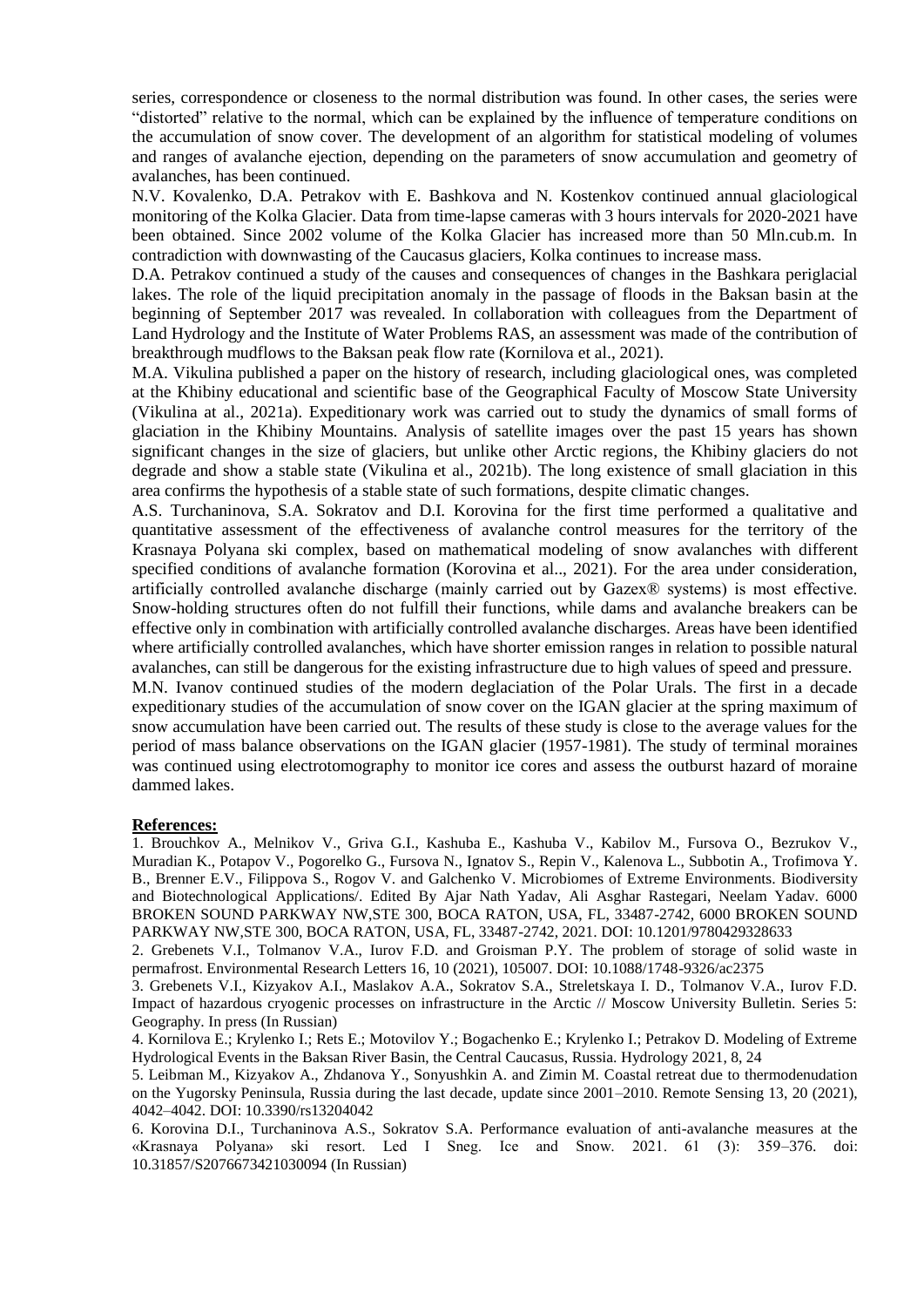series, correspondence or closeness to the normal distribution was found. In other cases, the series were "distorted" relative to the normal, which can be explained by the influence of temperature conditions on the accumulation of snow cover. The development of an algorithm for statistical modeling of volumes and ranges of avalanche ejection, depending on the parameters of snow accumulation and geometry of avalanches, has been continued.

N.V. Kovalenko, D.A. Petrakov with E. Bashkova and N. Kostenkov continued annual glaciological monitoring of the Kolka Glacier. Data from time-lapse cameras with 3 hours intervals for 2020-2021 have been obtained. Since 2002 volume of the Kolka Glacier has increased more than 50 Mln.cub.m. In contradiction with downwasting of the Caucasus glaciers, Kolka continues to increase mass.

D.A. Petrakov continued a study of the causes and consequences of changes in the Bashkara periglacial lakes. The role of the liquid precipitation anomaly in the passage of floods in the Baksan basin at the beginning of September 2017 was revealed. In collaboration with colleagues from the Department of Land Hydrology and the Institute of Water Problems RAS, an assessment was made of the contribution of breakthrough mudflows to the Baksan peak flow rate (Kornilova et al., 2021).

M.A. Vikulina published a paper on the history of research, including glaciological ones, was completed at the Khibiny educational and scientific base of the Geographical Faculty of Moscow State University (Vikulina at al., 2021a). Expeditionary work was carried out to study the dynamics of small forms of glaciation in the Khibiny Mountains. Analysis of satellite images over the past 15 years has shown significant changes in the size of glaciers, but unlike other Arctic regions, the Khibiny glaciers do not degrade and show a stable state (Vikulina et al., 2021b). The long existence of small glaciation in this area confirms the hypothesis of a stable state of such formations, despite climatic changes.

A.S. Turchaninova, S.A. Sokratov and D.I. Korovina for the first time performed a qualitative and quantitative assessment of the effectiveness of avalanche control measures for the territory of the Krasnaya Polyana ski complex, based on mathematical modeling of snow avalanches with different specified conditions of avalanche formation (Korovina et al.., 2021). For the area under consideration, artificially controlled avalanche discharge (mainly carried out by Gazex® systems) is most effective. Snow-holding structures often do not fulfill their functions, while dams and avalanche breakers can be effective only in combination with artificially controlled avalanche discharges. Areas have been identified where artificially controlled avalanches, which have shorter emission ranges in relation to possible natural avalanches, can still be dangerous for the existing infrastructure due to high values of speed and pressure.

M.N. Ivanov continued studies of the modern deglaciation of the Polar Urals. The first in a decade expeditionary studies of the accumulation of snow cover on the IGAN glacier at the spring maximum of snow accumulation have been carried out. The results of these study is close to the average values for the period of mass balance observations on the IGAN glacier (1957-1981). The study of terminal moraines was continued using electrotomography to monitor ice cores and assess the outburst hazard of moraine dammed lakes.

**References:**

1. Brouchkov A., Melnikov V., Griva G.I., Kashuba E., Kashuba V., Kabilov M., Fursova O., Bezrukov V., Muradian K., Potapov V., Pogorelko G., Fursova N., Ignatov S., Repin V., Kalenova L., Subbotin A., Trofimova Y. B., Brenner E.V., Filippova S., Rogov V. and Galchenko V. Microbiomes of Extreme Environments. Biodiversity and Biotechnological Applications/. Edited By Ajar Nath Yadav, Ali Asghar Rastegari, Neelam Yadav. 6000 BROKEN SOUND PARKWAY NW,STE 300, BOCA RATON, USA, FL, 33487-2742, 6000 BROKEN SOUND PARKWAY NW,STE 300, BOCA RATON, USA, FL, 33487-2742, 2021. DOI: 10.1201/9780429328633

2. Grebenets V.I., Tolmanov V.A., Iurov F.D. and Groisman P.Y. The problem of storage of solid waste in permafrost. Environmental Research Letters 16, 10 (2021), 105007. DOI: 10.1088/1748-9326/ac2375

3. Grebenets V.I., Kizyakov A.I., Maslakov A.A., Sokratov S.A., Streletskaya I. D., Tolmanov V.A., Iurov F.D. Impact of hazardous cryogenic processes on infrastructure in the Arctic // Moscow University Bulletin. Series 5: Geography. In press (In Russian)

4. Kornilova E.; Krylenko I.; Rets E.; Motovilov Y.; Bogachenko E.; Krylenko I.; Petrakov D. Modeling of Extreme Hydrological Events in the Baksan River Basin, the Central Caucasus, Russia. Hydrology 2021, 8, 24

5. Leibman M., Kizyakov A., Zhdanova Y., Sonyushkin A. and Zimin M. Coastal retreat due to thermodenudation on the Yugorsky Peninsula, Russia during the last decade, update since 2001–2010. Remote Sensing 13, 20 (2021), 4042–4042. DOI: 10.3390/rs13204042

6. Korovina D.I., Turchaninova A.S., Sokratov S.A. Performance evaluation of anti-avalanche measures at the «Krasnaya Polyana» ski resort. Led I Sneg. Ice and Snow. 2021. 61 (3): 359–376. doi: 10.31857/S2076673421030094 (In Russian)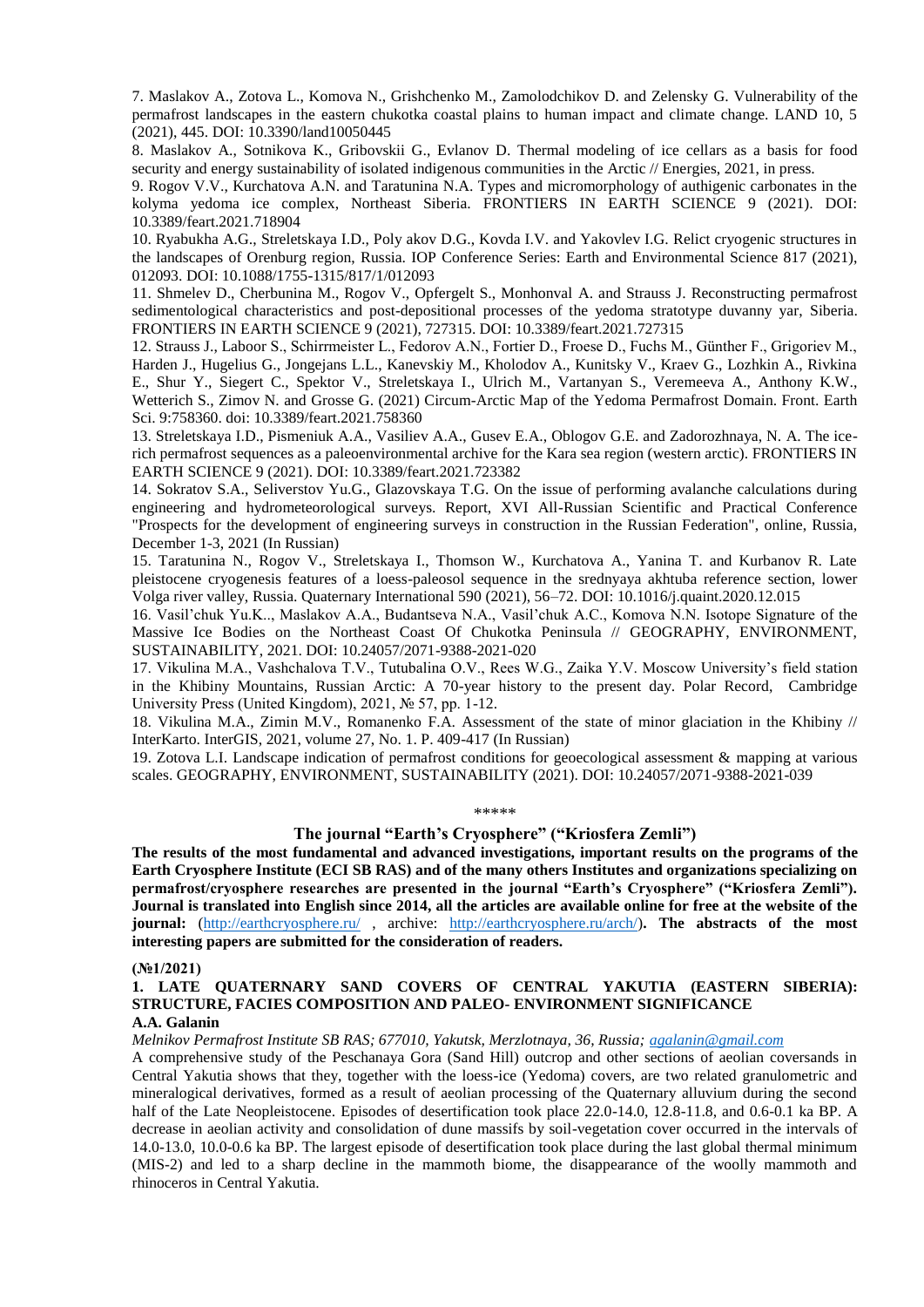7. Maslakov A., Zotova L., Komova N., Grishchenko M., Zamolodchikov D. and Zelensky G. Vulnerability of the permafrost landscapes in the eastern chukotka coastal plains to human impact and climate change. LAND 10, 5 (2021), 445. DOI: 10.3390/land10050445

8. Maslakov A., Sotnikova K., Gribovskii G., Evlanov D. Thermal modeling of ice cellars as a basis for food security and energy sustainability of isolated indigenous communities in the Arctic // Energies, 2021, in press.

9. Rogov V.V., Kurchatova A.N. and Taratunina N.A. Types and micromorphology of authigenic carbonates in the kolyma yedoma ice complex, Northeast Siberia. FRONTIERS IN EARTH SCIENCE 9 (2021). DOI: 10.3389/feart.2021.718904

10. Ryabukha A.G., Streletskaya I.D., Poly akov D.G., Kovda I.V. and Yakovlev I.G. Relict cryogenic structures in the landscapes of Orenburg region, Russia. IOP Conference Series: Earth and Environmental Science 817 (2021), 012093. DOI: 10.1088/1755-1315/817/1/012093

11. Shmelev D., Cherbunina M., Rogov V., Opfergelt S., Monhonval A. and Strauss J. Reconstructing permafrost sedimentological characteristics and post-depositional processes of the yedoma stratotype duvanny yar, Siberia. FRONTIERS IN EARTH SCIENCE 9 (2021), 727315. DOI: 10.3389/feart.2021.727315

12. Strauss J., Laboor S., Schirrmeister L., Fedorov A.N., Fortier D., Froese D., Fuchs M., Günther F., Grigoriev M., Harden J., Hugelius G., Jongejans L.L., Kanevskiy M., Kholodov A., Kunitsky V., Kraev G., Lozhkin A., Rivkina E., Shur Y., Siegert C., Spektor V., Streletskaya I., Ulrich M., Vartanyan S., Veremeeva A., Anthony K.W., Wetterich S., Zimov N. and Grosse G. (2021) Circum-Arctic Map of the Yedoma Permafrost Domain. Front. Earth Sci. 9:758360. doi: 10.3389/feart.2021.758360

13. Streletskaya I.D., Pismeniuk A.A., Vasiliev A.A., Gusev E.A., Oblogov G.E. and Zadorozhnaya, N. A. The ice-rich permafrost sequences as a paleoenvironmental archive for the Kara sea region (western arctic). FRONTIERS IN EARTH SCIENCE 9 (2021). DOI: 10.3389/feart.2021.723382

14. Sokratov S.A., Seliverstov Yu.G., Glazovskaya T.G. On the issue of performing avalanche calculations during engineering and hydrometeorological surveys. Report, XVI All-Russian Scientific and Practical Conference "Prospects for the development of engineering surveys in construction in the Russian Federation", online, Russia, December 1-3, 2021 (In Russian)

15. Taratunina N., Rogov V., Streletskaya I., Thomson W., Kurchatova A., Yanina T. and Kurbanov R. Late pleistocene cryogenesis features of a loess-paleosol sequence in the srednyaya akhtuba reference section, lower Volga river valley, Russia. Quaternary International 590 (2021), 56–72. DOI: 10.1016/j.quaint.2020.12.015

16. Vasil'chuk Yu.K.., Maslakov A.A., Budantseva N.A., Vasil'chuk A.C., Komova N.N. Isotope Signature of the Massive Ice Bodies on the Northeast Coast Of Chukotka Peninsula // GEOGRAPHY, ENVIRONMENT, SUSTAINABILITY, 2021. DOI: 10.24057/2071-9388-2021-020

17. Vikulina M.A., Vashchalova T.V., Tutubalina O.V., Rees W.G., Zaika Y.V. Moscow University's field station in the Khibiny Mountains, Russian Arctic: A 70-year history to the present day. Polar Record, Cambridge University Press (United Kingdom), 2021, № 57, pp. 1-12.

18. Vikulina M.A., Zimin M.V., Romanenko F.A. Assessment of the state of minor glaciation in the Khibiny // InterKarto. InterGIS, 2021, volume 27, No. 1. P. 409-417 (In Russian)

19. Zotova L.I. Landscape indication of permafrost conditions for geoecological assessment & mapping at various scales. GEOGRAPHY, ENVIRONMENT, SUSTAINABILITY (2021). DOI: 10.24057/2071-9388-2021-039

\*\*\*\*\*

## The journal "Earth's Cryosphere" ("Kriosfera Zemli")

**The results of the most fundamental and advanced investigations, important results on the programs of the Earth Cryosphere Institute (ECI SB RAS) and of the many others Institutes and organizations specializing on permafrost/cryosphere researches are presented in the journal "Earth's Cryosphere" ("Kriosfera Zemli"). Journal is translated into English since 2014, all the articles are available online for free at the website of the journal:** (http://earthcryosphere.ru/ , archive: http://earthcryosphere.ru/arch/)**. The abstracts of the most interesting papers are submitted for the consideration of readers.**

**(№1/2021)**

### 1. LATE QUATERNARY SAND COVERS OF CENTRAL YAKUTIA (EASTERN SIBERIA): STRUCTURE, FACIES COMPOSITION AND PALEO- ENVIRONMENT SIGNIFICANCE

**A.A. Galanin**

*Melnikov Permafrost Institute SB RAS; 677010, Yakutsk, Merzlotnaya, 36, Russia; agalanin@gmail.com*

A comprehensive study of the Peschanaya Gora (Sand Hill) outcrop and other sections of aeolian coversands in Central Yakutia shows that they, together with the loess-ice (Yedoma) covers, are two related granulometric and mineralogical derivatives, formed as a result of aeolian processing of the Quaternary alluvium during the second half of the Late Neopleistocene. Episodes of desertification took place 22.0-14.0, 12.8-11.8, and 0.6-0.1 ka BP. A decrease in aeolian activity and consolidation of dune massifs by soil-vegetation cover occurred in the intervals of 14.0-13.0, 10.0-0.6 ka BP. The largest episode of desertification took place during the last global thermal minimum (MIS-2) and led to a sharp decline in the mammoth biome, the disappearance of the woolly mammoth and rhinoceros in Central Yakutia.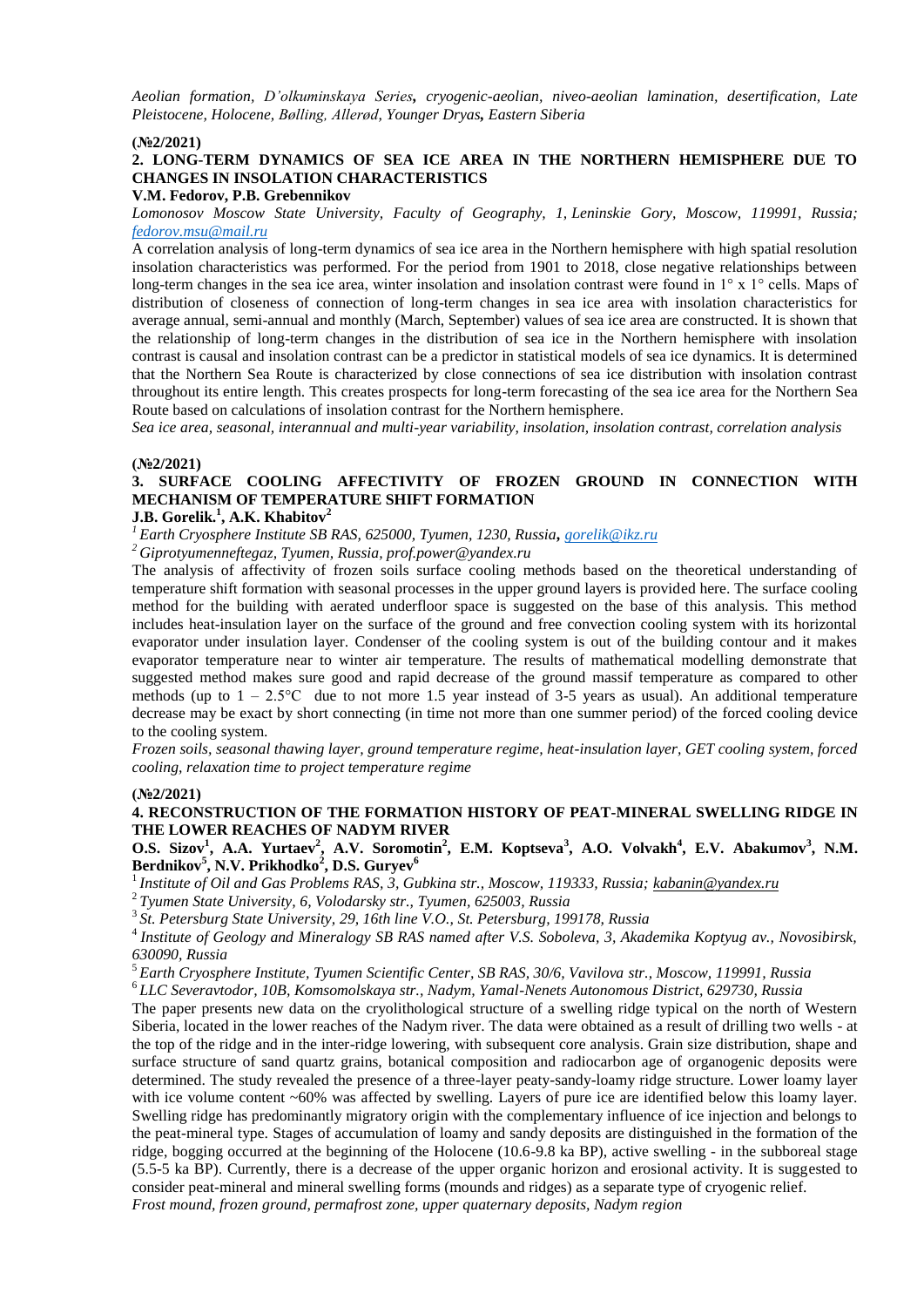*Aeolian formation, D'olkuminskaya Series, cryogenic-aeolian, niveo-aeolian lamination, desertification, Late Pleistocene, Holocene, Bølling, Allerød, Younger Dryas, Eastern Siberia*

**(№2/2021)**

### 2. LONG-TERM DYNAMICS OF SEA ICE AREA IN THE NORTHERN HEMISPHERE DUE TO CHANGES IN INSOLATION CHARACTERISTICS

**V.M. Fedorov, P.B. Grebennikov**

*Lomonosov Moscow State University, Faculty of Geography, 1, Leninskie Gory, Moscow, 119991, Russia; fedorov.msu@mail.ru*

A correlation analysis of long-term dynamics of sea ice area in the Northern hemisphere with high spatial resolution insolation characteristics was performed. For the period from 1901 to 2018, close negative relationships between long-term changes in the sea ice area, winter insolation and insolation contrast were found in 1° x 1° cells. Maps of distribution of closeness of connection of long-term changes in sea ice area with insolation characteristics for average annual, semi-annual and monthly (March, September) values of sea ice area are constructed. It is shown that the relationship of long-term changes in the distribution of sea ice in the Northern hemisphere with insolation contrast is causal and insolation contrast can be a predictor in statistical models of sea ice dynamics. It is determined that the Northern Sea Route is characterized by close connections of sea ice distribution with insolation contrast throughout its entire length. This creates prospects for long-term forecasting of the sea ice area for the Northern Sea Route based on calculations of insolation contrast for the Northern hemisphere.

*Sea ice area, seasonal, interannual and multi-year variability, insolation, insolation contrast, correlation analysis*

**(№2/2021)**

### 3. SURFACE COOLING AFFECTIVITY OF FROZEN GROUND IN CONNECTION WITH MECHANISM OF TEMPERATURE SHIFT FORMATION

**J.B. Gorelik.[1], A.K. Khabitov[2]**

[1] *Earth Cryosphere Institute SB RAS, 625000, Tyumen, 1230, Russia, gorelik@ikz.ru*

[2] *Giprotyumenneftegaz, Tyumen, Russia, prof.power@yandex.ru*

The analysis of affectivity of frozen soils surface cooling methods based on the theoretical understanding of temperature shift formation with seasonal processes in the upper ground layers is provided here. The surface cooling method for the building with aerated underfloor space is suggested on the base of this analysis. This method includes heat-insulation layer on the surface of the ground and free convection cooling system with its horizontal evaporator under insulation layer. Condenser of the cooling system is out of the building contour and it makes evaporator temperature near to winter air temperature. The results of mathematical modelling demonstrate that suggested method makes sure good and rapid decrease of the ground massif temperature as compared to other methods (up to 1 – 2.5°C due to not more 1.5 year instead of 3-5 years as usual). An additional temperature decrease may be exact by short connecting (in time not more than one summer period) of the forced cooling device to the cooling system.

*Frozen soils, seasonal thawing layer, ground temperature regime, heat-insulation layer, GET cooling system, forced cooling, relaxation time to project temperature regime*

**(№2/2021)**

### 4. RECONSTRUCTION OF THE FORMATION HISTORY OF PEAT-MINERAL SWELLING RIDGE IN THE LOWER REACHES OF NADYM RIVER

**O.S. Sizov[1], A.A. Yurtaev[2], A.V. Soromotin[2], E.M. Koptseva[3], A.O. Volvakh[4], E.V. Abakumov[3], N.M. Berdnikov[5], N.V. Prikhodko[2], D.S. Guryev[6]**

[1] *Institute of Oil and Gas Problems RAS, 3, Gubkina str., Moscow, 119333, Russia; kabanin@yandex.ru*

[2] *Tyumen State University, 6, Volodarsky str., Tyumen, 625003, Russia*

[3] *St. Petersburg State University, 29, 16th line V.O., St. Petersburg, 199178, Russia*

[4] *Institute of Geology and Mineralogy SB RAS named after V.S. Soboleva, 3, Akademika Koptyug av., Novosibirsk, 630090, Russia*

[5] *Earth Cryosphere Institute, Tyumen Scientific Center, SB RAS, 30/6, Vavilova str., Moscow, 119991, Russia*

[6] *LLC Severavtodor, 10B, Komsomolskaya str., Nadym, Yamal-Nenets Autonomous District, 629730, Russia*

The paper presents new data on the cryolithological structure of a swelling ridge typical on the north of Western Siberia, located in the lower reaches of the Nadym river. The data were obtained as a result of drilling two wells - at the top of the ridge and in the inter-ridge lowering, with subsequent core analysis. Grain size distribution, shape and surface structure of sand quartz grains, botanical composition and radiocarbon age of organogenic deposits were determined. The study revealed the presence of a three-layer peaty-sandy-loamy ridge structure. Lower loamy layer with ice volume content ~60% was affected by swelling. Layers of pure ice are identified below this loamy layer. Swelling ridge has predominantly migratory origin with the complementary influence of ice injection and belongs to the peat-mineral type. Stages of accumulation of loamy and sandy deposits are distinguished in the formation of the ridge, bogging occurred at the beginning of the Holocene (10.6-9.8 ka BP), active swelling - in the subboreal stage (5.5-5 ka BP). Currently, there is a decrease of the upper organic horizon and erosional activity. It is suggested to consider peat-mineral and mineral swelling forms (mounds and ridges) as a separate type of cryogenic relief.

*Frost mound, frozen ground, permafrost zone, upper quaternary deposits, Nadym region*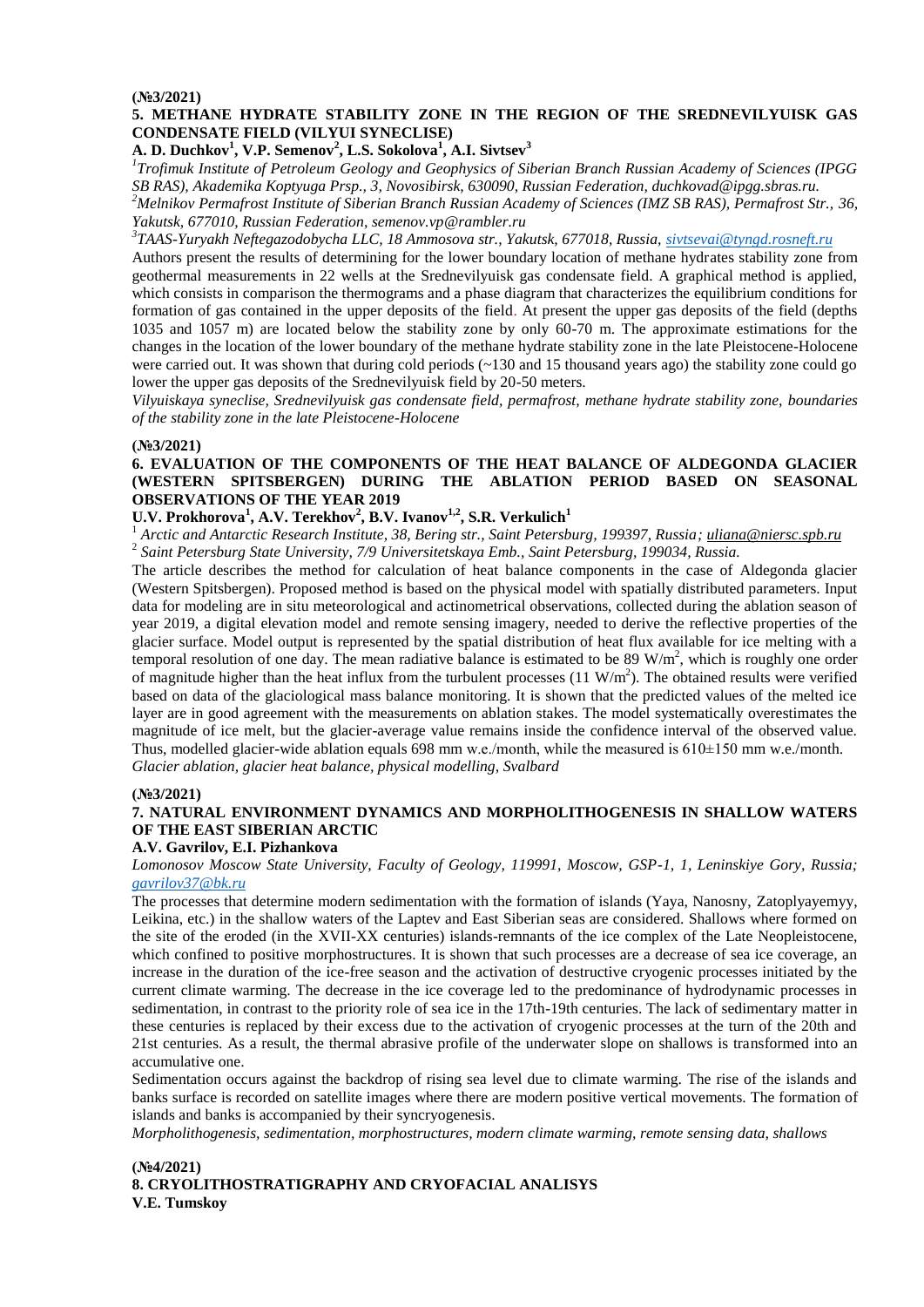**(№3/2021)**

**5. METHANE HYDRATE STABILITY ZONE IN THE REGION OF THE SREDNEVILYUISK GAS CONDENSATE FIELD (VILYUI SYNECLISE)**

**A. D. Duchkov[1], V.P. Semenov[2], L.S. Sokolova[1], A.I. Sivtsev[3]**

*[1]Trofimuk Institute of Petroleum Geology and Geophysics of Siberian Branch Russian Academy of Sciences (IPGG SB RAS), Akademika Koptyuga Prsp., 3, Novosibirsk, 630090, Russian Federation, duchkovad@ipgg.sbras.ru.*

*[2]Melnikov Permafrost Institute of Siberian Branch Russian Academy of Sciences (IMZ SB RAS), Permafrost Str., 36, Yakutsk, 677010, Russian Federation, semenov.vp@rambler.ru*

*[3]TAAS-Yuryakh Neftegazodobycha LLC, 18 Ammosova str., Yakutsk, 677018, Russia, sivtsevai@tyngd.rosneft.ru*

Authors present the results of determining for the lower boundary location of methane hydrates stability zone from geothermal measurements in 22 wells at the Srednevilyuisk gas condensate field. A graphical method is applied, which consists in comparison the thermograms and a phase diagram that characterizes the equilibrium conditions for formation of gas contained in the upper deposits of the field. At present the upper gas deposits of the field (depths 1035 and 1057 m) are located below the stability zone by only 60-70 m. The approximate estimations for the changes in the location of the lower boundary of the methane hydrate stability zone in the late Pleistocene-Holocene were carried out. It was shown that during cold periods (~130 and 15 thousand years ago) the stability zone could go lower the upper gas deposits of the Srednevilyuisk field by 20-50 meters.

*Vilyuiskaya syneclise, Srednevilyuisk gas condensate field, permafrost, methane hydrate stability zone, boundaries of the stability zone in the late Pleistocene-Holocene*

**(№3/2021)**

**6. EVALUATION OF THE COMPONENTS OF THE HEAT BALANCE OF ALDEGONDA GLACIER (WESTERN SPITSBERGEN) DURING THE ABLATION PERIOD BASED ON SEASONAL OBSERVATIONS OF THE YEAR 2019**

**U.V. Prokhorova[1], A.V. Terekhov[2], B.V. Ivanov[1,2], S.R. Verkulich[1]**

[1] *Arctic and Antarctic Research Institute, 38, Bering str., Saint Petersburg, 199397, Russia; uliana@niersc.spb.ru*

[2] *Saint Petersburg State University, 7/9 Universitetskaya Emb., Saint Petersburg, 199034, Russia.*

The article describes the method for calculation of heat balance components in the case of Aldegonda glacier (Western Spitsbergen). Proposed method is based on the physical model with spatially distributed parameters. Input data for modeling are in situ meteorological and actinometrical observations, collected during the ablation season of year 2019, a digital elevation model and remote sensing imagery, needed to derive the reflective properties of the glacier surface. Model output is represented by the spatial distribution of heat flux available for ice melting with a temporal resolution of one day. The mean radiative balance is estimated to be 89 $W/m^2$, which is roughly one order of magnitude higher than the heat influx from the turbulent processes (11 $W/m^2$). The obtained results were verified based on data of the glaciological mass balance monitoring. It is shown that the predicted values of the melted ice layer are in good agreement with the measurements on ablation stakes. The model systematically overestimates the magnitude of ice melt, but the glacier-average value remains inside the confidence interval of the observed value. Thus, modelled glacier-wide ablation equals 698 mm w.e./month, while the measured is 610±150 mm w.e./month.

*Glacier ablation, glacier heat balance, physical modelling, Svalbard*

**(№3/2021)**

**7. NATURAL ENVIRONMENT DYNAMICS AND MORPHOLITHOGENESIS IN SHALLOW WATERS OF THE EAST SIBERIAN ARCTIC**

**A.V. Gavrilov, E.I. Pizhankova**

*Lomonosov Moscow State University, Faculty of Geology, 119991, Moscow, GSP-1, 1, Leninskiye Gory, Russia; gavrilov37@bk.ru*

The processes that determine modern sedimentation with the formation of islands (Yaya, Nanosny, Zatoplyayemyy, Leikina, etc.) in the shallow waters of the Laptev and East Siberian seas are considered. Shallows where formed on the site of the eroded (in the XVII-XX centuries) islands-remnants of the ice complex of the Late Neopleistocene, which confined to positive morphostructures. It is shown that such processes are a decrease of sea ice coverage, an increase in the duration of the ice-free season and the activation of destructive cryogenic processes initiated by the current climate warming. The decrease in the ice coverage led to the predominance of hydrodynamic processes in sedimentation, in contrast to the priority role of sea ice in the 17th-19th centuries. The lack of sedimentary matter in these centuries is replaced by their excess due to the activation of cryogenic processes at the turn of the 20th and 21st centuries. As a result, the thermal abrasive profile of the underwater slope on shallows is transformed into an accumulative one.

Sedimentation occurs against the backdrop of rising sea level due to climate warming. The rise of the islands and banks surface is recorded on satellite images where there are modern positive vertical movements. The formation of islands and banks is accompanied by their syncryogenesis.

*Morpholithogenesis, sedimentation, morphostructures, modern climate warming, remote sensing data, shallows*

**(№4/2021)**

**8. CRYOLITHOSTRATIGRAPHY AND CRYOFACIAL ANALISYS**

**V.E. Tumskoy**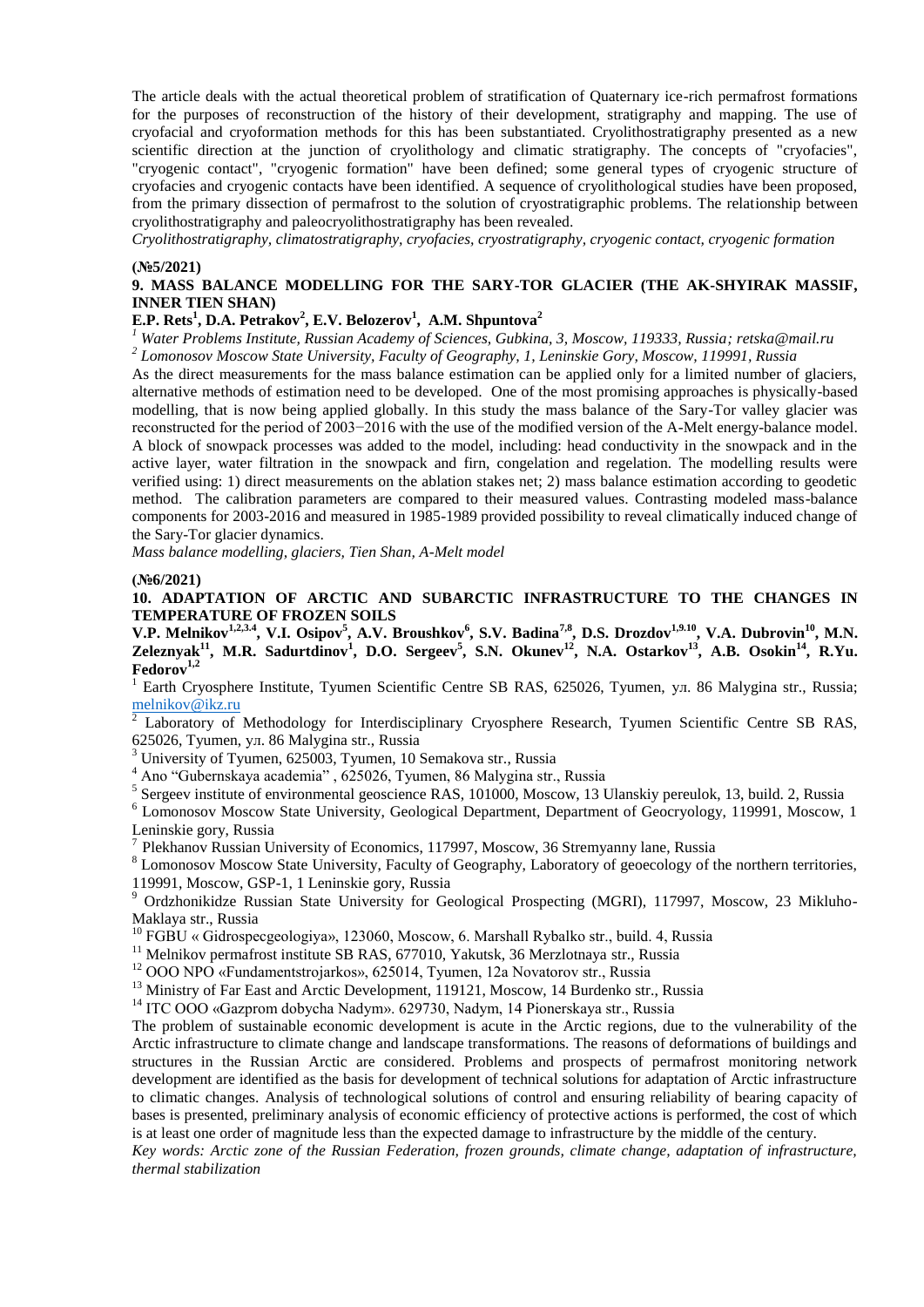The article deals with the actual theoretical problem of stratification of Quaternary ice-rich permafrost formations for the purposes of reconstruction of the history of their development, stratigraphy and mapping. The use of cryofacial and cryoformation methods for this has been substantiated. Cryolithostratigraphy presented as a new scientific direction at the junction of cryolithology and climatic stratigraphy. The concepts of "cryofacies", "cryogenic contact", "cryogenic formation" have been defined; some general types of cryogenic structure of cryofacies and cryogenic contacts have been identified. A sequence of cryolithological studies have been proposed, from the primary dissection of permafrost to the solution of cryostratigraphic problems. The relationship between cryolithostratigraphy and paleocryolithostratigraphy has been revealed.

*Cryolithostratigraphy, climatostratigraphy, cryofacies, cryostratigraphy, cryogenic contact, cryogenic formation*

**(№5/2021)**

### 9. MASS BALANCE MODELLING FOR THE SARY-TOR GLACIER (THE AK-SHYIRAK MASSIF, INNER TIEN SHAN)

**E.P. Rets[1], D.A. Petrakov[2], E.V. Belozerov[1], A.M. Shpuntova[2]**

*[1] Water Problems Institute, Russian Academy of Sciences, Gubkina, 3, Moscow, 119333, Russia; retska@mail.ru*

*[2] Lomonosov Moscow State University, Faculty of Geography, 1, Leninskie Gory, Moscow, 119991, Russia*

As the direct measurements for the mass balance estimation can be applied only for a limited number of glaciers, alternative methods of estimation need to be developed. One of the most promising approaches is physically-based modelling, that is now being applied globally. In this study the mass balance of the Sary-Tor valley glacier was reconstructed for the period of 2003−2016 with the use of the modified version of the A-Melt energy-balance model. A block of snowpack processes was added to the model, including: head conductivity in the snowpack and in the active layer, water filtration in the snowpack and firn, congelation and regelation. The modelling results were verified using: 1) direct measurements on the ablation stakes net; 2) mass balance estimation according to geodetic method. The calibration parameters are compared to their measured values. Contrasting modeled mass-balance components for 2003-2016 and measured in 1985-1989 provided possibility to reveal climatically induced change of the Sary-Tor glacier dynamics.

*Mass balance modelling, glaciers, Tien Shan, A-Melt model*

**(№6/2021)**

### 10. ADAPTATION OF ARCTIC AND SUBARCTIC INFRASTRUCTURE TO THE CHANGES IN TEMPERATURE OF FROZEN SOILS

**V.P. Melnikov[1,2,3,4], V.I. Osipov[5], A.V. Broushkov[6], S.V. Badina[7,8], D.S. Drozdov[1,9,10], V.A. Dubrovin[10], M.N. Zeleznyak[11], M.R. Sadurtdinov[1], D.O. Sergeev[5], S.N. Okunev[12], N.A. Ostarkov[13], A.B. Osokin[14], R.Yu. Fedorov[1,2]**

[1] Earth Cryosphere Institute, Tyumen Scientific Centre SB RAS, 625026, Tyumen, ул. 86 Malygina str., Russia; melnikov@ikz.ru

[2] Laboratory of Methodology for Interdisciplinary Cryosphere Research, Tyumen Scientific Centre SB RAS, 625026, Tyumen, ул. 86 Malygina str., Russia

[3] University of Tyumen, 625003, Tyumen, 10 Semakova str., Russia

[4] Ano "Gubernskaya academia" , 625026, Tyumen, 86 Malygina str., Russia

[5] Sergeev institute of environmental geoscience RAS, 101000, Moscow, 13 Ulanskiy pereulok, 13, build. 2, Russia

[6] Lomonosov Moscow State University, Geological Department, Department of Geocryology, 119991, Moscow, 1 Leninskie gory, Russia

[7] Plekhanov Russian University of Economics, 117997, Moscow, 36 Stremyanny lane, Russia

[8] Lomonosov Moscow State University, Faculty of Geography, Laboratory of geoecology of the northern territories, 119991, Moscow, GSP-1, 1 Leninskie gory, Russia

[9] Ordzhonikidze Russian State University for Geological Prospecting (MGRI), 117997, Moscow, 23 Mikluho-Maklaya str., Russia

[10] FGBU « Gidrospecgeologiya», 123060, Moscow, 6. Marshall Rybalko str., build. 4, Russia

[11] Melnikov permafrost institute SB RAS, 677010, Yakutsk, 36 Merzlotnaya str., Russia

[12] OOO NPO «Fundamentstrojarkos», 625014, Tyumen, 12a Novatorov str., Russia

[13] Ministry of Far East and Arctic Development, 119121, Moscow, 14 Burdenko str., Russia

[14] ITC OOO «Gazprom dobycha Nadym». 629730, Nadym, 14 Pionerskaya str., Russia

The problem of sustainable economic development is acute in the Arctic regions, due to the vulnerability of the Arctic infrastructure to climate change and landscape transformations. The reasons of deformations of buildings and structures in the Russian Arctic are considered. Problems and prospects of permafrost monitoring network development are identified as the basis for development of technical solutions for adaptation of Arctic infrastructure to climatic changes. Analysis of technological solutions of control and ensuring reliability of bearing capacity of bases is presented, preliminary analysis of economic efficiency of protective actions is performed, the cost of which is at least one order of magnitude less than the expected damage to infrastructure by the middle of the century.

*Key words: Arctic zone of the Russian Federation, frozen grounds, climate change, adaptation of infrastructure, thermal stabilization*